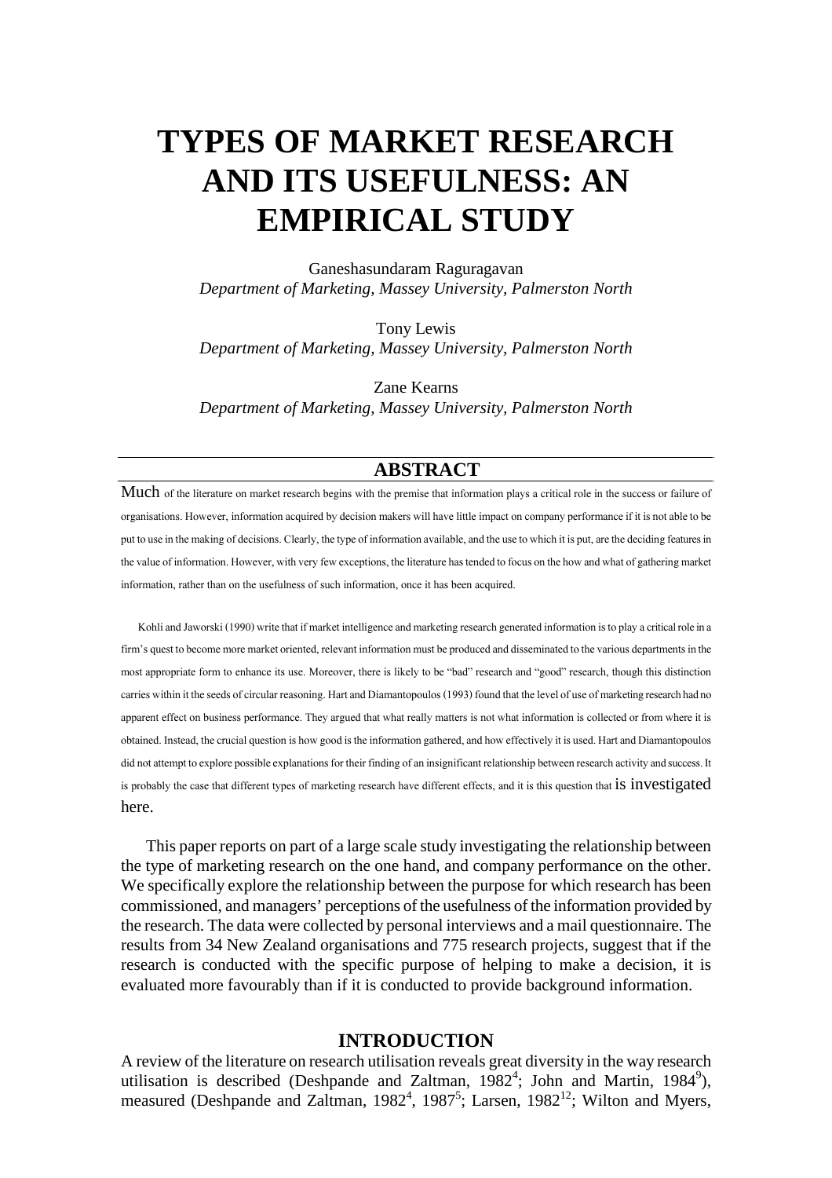# TYPES OF MARKET RESEARCH AND ITS USEFULNESS: AN EMPIRICAL STUDY

Ganeshasundaram Raguragavan
*Department of Marketing, Massey University, Palmerston North*

Tony Lewis
*Department of Marketing, Massey University, Palmerston North*

Zane Kearns
*Department of Marketing, Massey University, Palmerston North*

## ABSTRACT

Much of the literature on market research begins with the premise that information plays a critical role in the success or failure of organisations. However, information acquired by decision makers will have little impact on company performance if it is not able to be put to use in the making of decisions. Clearly, the type of information available, and the use to which it is put, are the deciding features in the value of information. However, with very few exceptions, the literature has tended to focus on the how and what of gathering market information, rather than on the usefulness of such information, once it has been acquired.

Kohli and Jaworski (1990) write that if market intelligence and marketing research generated information is to play a critical role in a firm's quest to become more market oriented, relevant information must be produced and disseminated to the various departments in the most appropriate form to enhance its use. Moreover, there is likely to be "bad" research and "good" research, though this distinction carries within it the seeds of circular reasoning. Hart and Diamantopoulos (1993) found that the level of use of marketing research had no apparent effect on business performance. They argued that what really matters is not what information is collected or from where it is obtained. Instead, the crucial question is how good is the information gathered, and how effectively it is used. Hart and Diamantopoulos did not attempt to explore possible explanations for their finding of an insignificant relationship between research activity and success. It is probably the case that different types of marketing research have different effects, and it is this question that is investigated here.

This paper reports on part of a large scale study investigating the relationship between the type of marketing research on the one hand, and company performance on the other. We specifically explore the relationship between the purpose for which research has been commissioned, and managers' perceptions of the usefulness of the information provided by the research. The data were collected by personal interviews and a mail questionnaire. The results from 34 New Zealand organisations and 775 research projects, suggest that if the research is conducted with the specific purpose of helping to make a decision, it is evaluated more favourably than if it is conducted to provide background information.

## INTRODUCTION

A review of the literature on research utilisation reveals great diversity in the way research utilisation is described (Deshpande and Zaltman, 1982[4]; John and Martin, 1984[9]), measured (Deshpande and Zaltman, 1982[4], 1987[5]; Larsen, 1982[12]; Wilton and Myers,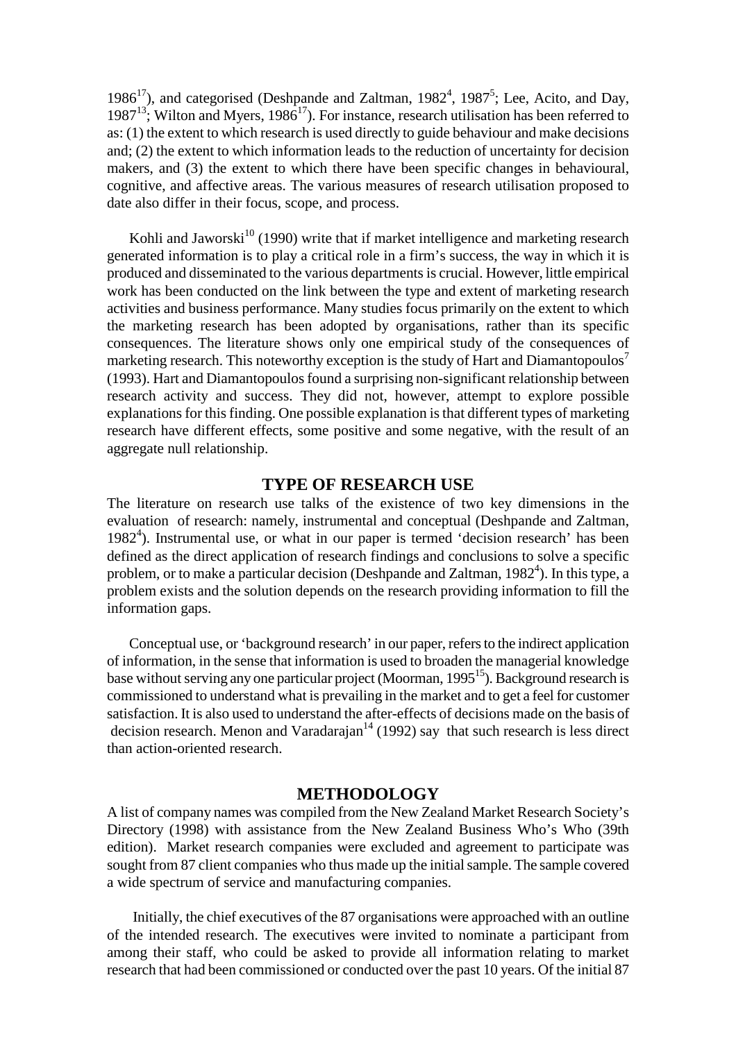1986[17]), and categorised (Deshpande and Zaltman, 1982[4], 1987[5]; Lee, Acito, and Day, 1987[13]; Wilton and Myers, 1986[17]). For instance, research utilisation has been referred to as: (1) the extent to which research is used directly to guide behaviour and make decisions and; (2) the extent to which information leads to the reduction of uncertainty for decision makers, and (3) the extent to which there have been specific changes in behavioural, cognitive, and affective areas. The various measures of research utilisation proposed to date also differ in their focus, scope, and process.

Kohli and Jaworski[10] (1990) write that if market intelligence and marketing research generated information is to play a critical role in a firm's success, the way in which it is produced and disseminated to the various departments is crucial. However, little empirical work has been conducted on the link between the type and extent of marketing research activities and business performance. Many studies focus primarily on the extent to which the marketing research has been adopted by organisations, rather than its specific consequences. The literature shows only one empirical study of the consequences of marketing research. This noteworthy exception is the study of Hart and Diamantopoulos[7] (1993). Hart and Diamantopoulos found a surprising non-significant relationship between research activity and success. They did not, however, attempt to explore possible explanations for this finding. One possible explanation is that different types of marketing research have different effects, some positive and some negative, with the result of an aggregate null relationship.

## TYPE OF RESEARCH USE

The literature on research use talks of the existence of two key dimensions in the evaluation of research: namely, instrumental and conceptual (Deshpande and Zaltman, 1982[4]). Instrumental use, or what in our paper is termed 'decision research' has been defined as the direct application of research findings and conclusions to solve a specific problem, or to make a particular decision (Deshpande and Zaltman, 1982[4]). In this type, a problem exists and the solution depends on the research providing information to fill the information gaps.

Conceptual use, or 'background research' in our paper, refers to the indirect application of information, in the sense that information is used to broaden the managerial knowledge base without serving any one particular project (Moorman, 1995[15]). Background research is commissioned to understand what is prevailing in the market and to get a feel for customer satisfaction. It is also used to understand the after-effects of decisions made on the basis of decision research. Menon and Varadarajan[14] (1992) say that such research is less direct than action-oriented research.

## METHODOLOGY

A list of company names was compiled from the New Zealand Market Research Society's Directory (1998) with assistance from the New Zealand Business Who's Who (39th edition). Market research companies were excluded and agreement to participate was sought from 87 client companies who thus made up the initial sample. The sample covered a wide spectrum of service and manufacturing companies.

Initially, the chief executives of the 87 organisations were approached with an outline of the intended research. The executives were invited to nominate a participant from among their staff, who could be asked to provide all information relating to market research that had been commissioned or conducted over the past 10 years. Of the initial 87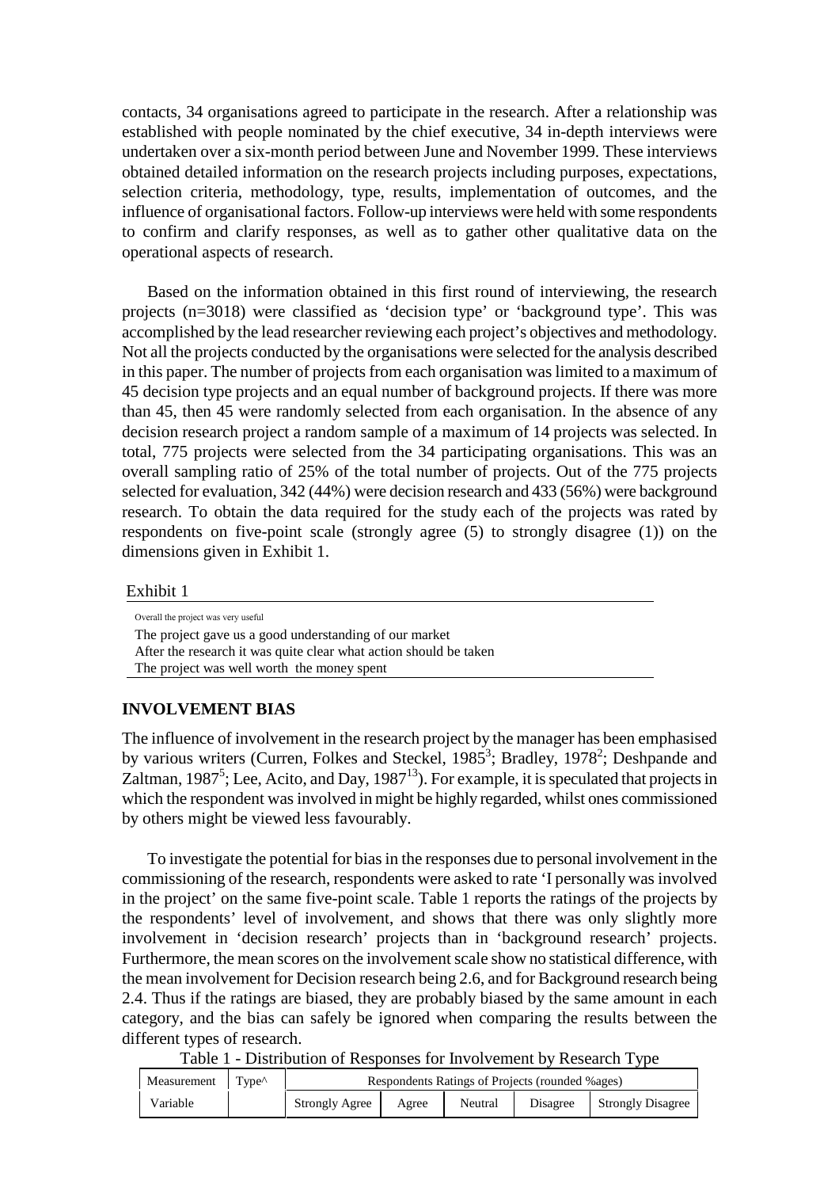contacts, 34 organisations agreed to participate in the research. After a relationship was established with people nominated by the chief executive, 34 in-depth interviews were undertaken over a six-month period between June and November 1999. These interviews obtained detailed information on the research projects including purposes, expectations, selection criteria, methodology, type, results, implementation of outcomes, and the influence of organisational factors. Follow-up interviews were held with some respondents to confirm and clarify responses, as well as to gather other qualitative data on the operational aspects of research.

Based on the information obtained in this first round of interviewing, the research projects (n=3018) were classified as 'decision type' or 'background type'. This was accomplished by the lead researcher reviewing each project's objectives and methodology. Not all the projects conducted by the organisations were selected for the analysis described in this paper. The number of projects from each organisation was limited to a maximum of 45 decision type projects and an equal number of background projects. If there was more than 45, then 45 were randomly selected from each organisation. In the absence of any decision research project a random sample of a maximum of 14 projects was selected. In total, 775 projects were selected from the 34 participating organisations. This was an overall sampling ratio of 25% of the total number of projects. Out of the 775 projects selected for evaluation, 342 (44%) were decision research and 433 (56%) were background research. To obtain the data required for the study each of the projects was rated by respondents on five-point scale (strongly agree (5) to strongly disagree (1)) on the dimensions given in Exhibit 1.

Exhibit 1

| |
|---|
| Overall the project was very useful |
| The project gave us a good understanding of our market |
| After the research it was quite clear what action should be taken |
| The project was well worth the money spent |

## INVOLVEMENT BIAS

The influence of involvement in the research project by the manager has been emphasised by various writers (Curren, Folkes and Steckel, 1985[3]; Bradley, 1978[2]; Deshpande and Zaltman, 1987[5]; Lee, Acito, and Day, 1987[13]). For example, it is speculated that projects in which the respondent was involved in might be highly regarded, whilst ones commissioned by others might be viewed less favourably.

To investigate the potential for bias in the responses due to personal involvement in the commissioning of the research, respondents were asked to rate 'I personally was involved in the project' on the same five-point scale. Table 1 reports the ratings of the projects by the respondents' level of involvement, and shows that there was only slightly more involvement in 'decision research' projects than in 'background research' projects. Furthermore, the mean scores on the involvement scale show no statistical difference, with the mean involvement for Decision research being 2.6, and for Background research being 2.4. Thus if the ratings are biased, they are probably biased by the same amount in each category, and the bias can safely be ignored when comparing the results between the different types of research.

Table 1 - Distribution of Responses for Involvement by Research Type

| Measurement | Type^ | Respondents Ratings of Projects (rounded %ages) | | | | |
|---|---|---|---|---|---|---|
| Variable | | Strongly Agree | Agree | Neutral | Disagree | Strongly Disagree |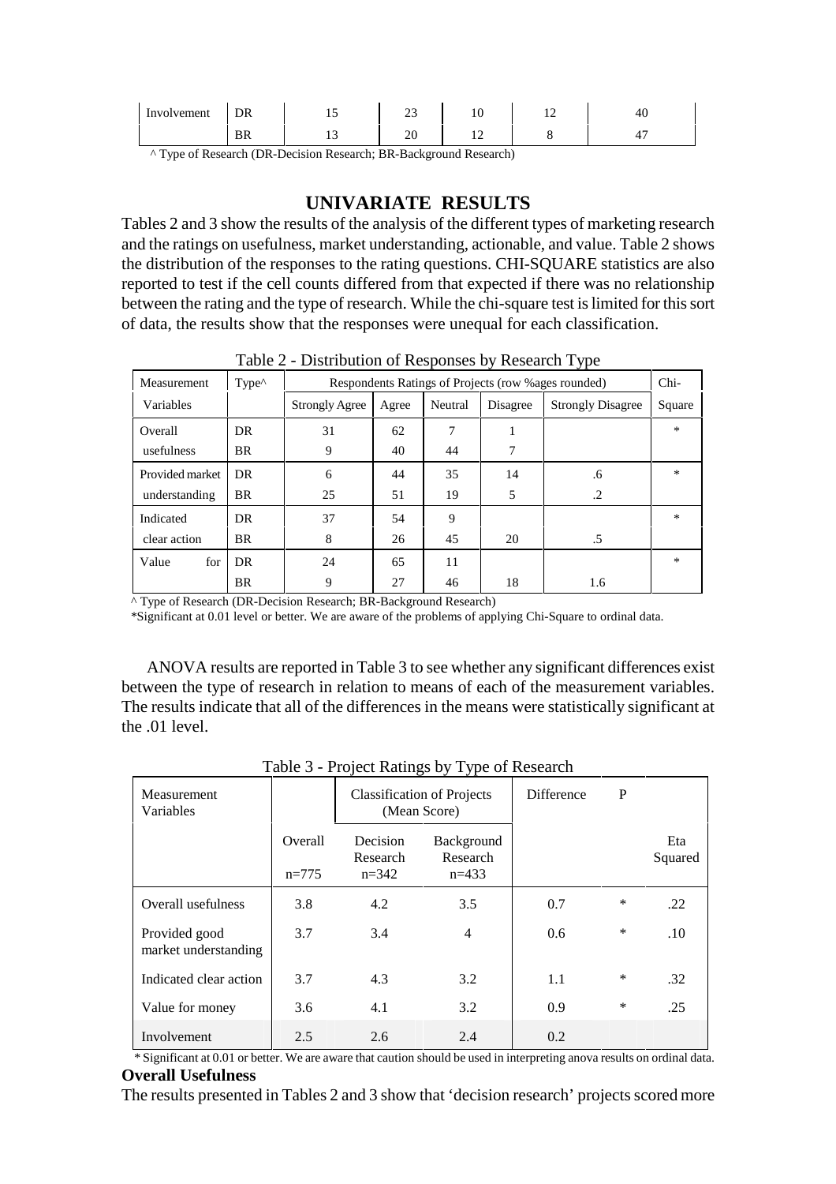| | | | | | | |
|---|---|---|---|---|---|---|
| Involvement | DR | 15 | 23 | 10 | 12 | 40 |
| | BR | 13 | 20 | 12 | 8 | 47 |

^ Type of Research (DR-Decision Research; BR-Background Research)

## UNIVARIATE RESULTS

Tables 2 and 3 show the results of the analysis of the different types of marketing research and the ratings on usefulness, market understanding, actionable, and value. Table 2 shows the distribution of the responses to the rating questions. CHI-SQUARE statistics are also reported to test if the cell counts differed from that expected if there was no relationship between the rating and the type of research. While the chi-square test is limited for this sort of data, the results show that the responses were unequal for each classification.

Table 2 - Distribution of Responses by Research Type

| Measurement Variables | Type^ | Respondents Ratings of Projects (row %ages rounded) | | | | | Chi-Square |
|---|---|---|---|---|---|---|---|
| | | Strongly Agree | Agree | Neutral | Disagree | Strongly Disagree | |
| Overall usefulness | DR | 31 | 62 | 7 | 1 | | * |
| | BR | 9 | 40 | 44 | 7 | | |
| Provided market understanding | DR | 6 | 44 | 35 | 14 | .6 | * |
| | BR | 25 | 51 | 19 | 5 | .2 | |
| Indicated clear action | DR | 37 | 54 | 9 | | | * |
| | BR | 8 | 26 | 45 | 20 | .5 | |
| Value for | DR | 24 | 65 | 11 | | | * |
| | BR | 9 | 27 | 46 | 18 | 1.6 | |

^ Type of Research (DR-Decision Research; BR-Background Research)

*Significant at 0.01 level or better. We are aware of the problems of applying Chi-Square to ordinal data.

ANOVA results are reported in Table 3 to see whether any significant differences exist between the type of research in relation to means of each of the measurement variables. The results indicate that all of the differences in the means were statistically significant at the .01 level.

Table 3 - Project Ratings by Type of Research

| Measurement Variables | | Classification of Projects (Mean Score) | | Difference | P | |
|---|---|---|---|---|---|---|
| | Overall n=775 | Decision Research n=342 | Background Research n=433 | | | Eta Squared |
| Overall usefulness | 3.8 | 4.2 | 3.5 | 0.7 | * | .22 |
| Provided good market understanding | 3.7 | 3.4 | 4 | 0.6 | * | .10 |
| Indicated clear action | 3.7 | 4.3 | 3.2 | 1.1 | * | .32 |
| Value for money | 3.6 | 4.1 | 3.2 | 0.9 | * | .25 |
| Involvement | 2.5 | 2.6 | 2.4 | 0.2 | | |

\* Significant at 0.01 or better. We are aware that caution should be used in interpreting anova results on ordinal data.

**Overall Usefulness**

The results presented in Tables 2 and 3 show that 'decision research' projects scored more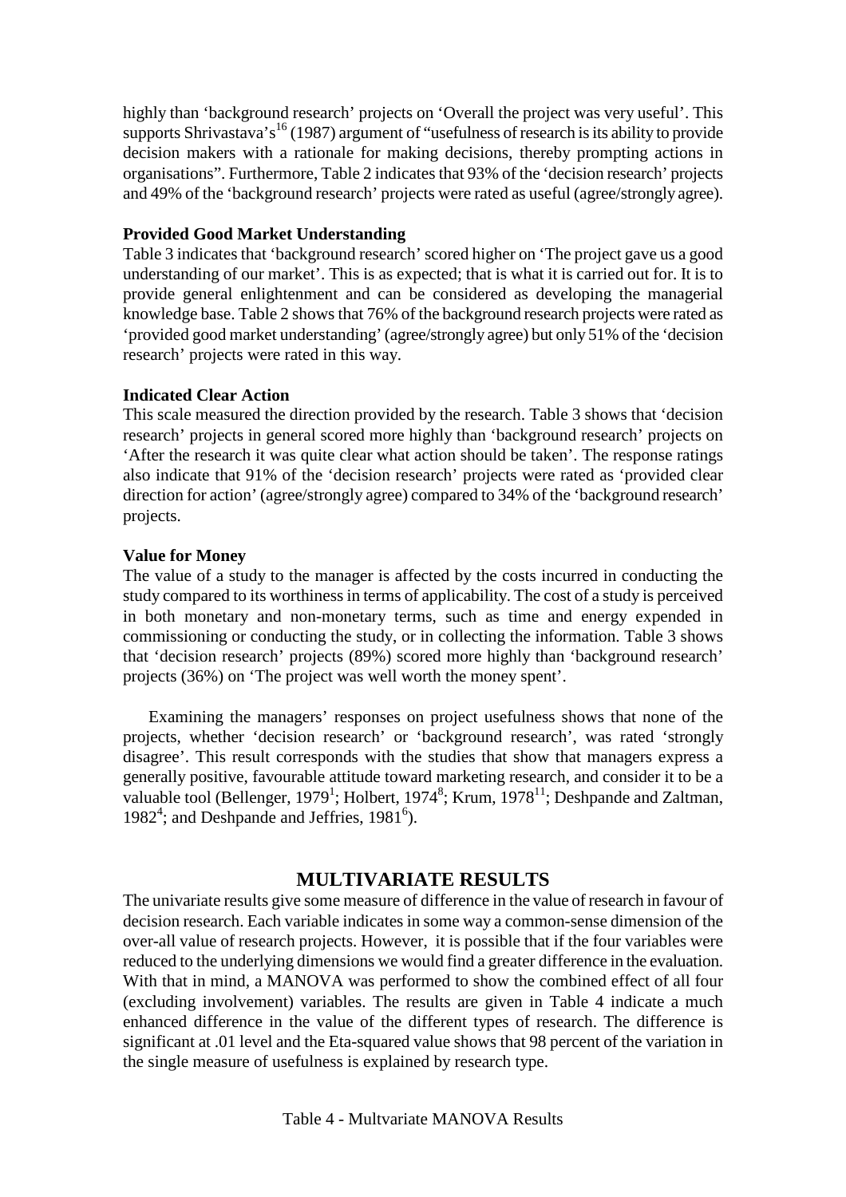highly than 'background research' projects on 'Overall the project was very useful'. This supports Shrivastava's[16] (1987) argument of "usefulness of research is its ability to provide decision makers with a rationale for making decisions, thereby prompting actions in organisations". Furthermore, Table 2 indicates that 93% of the 'decision research' projects and 49% of the 'background research' projects were rated as useful (agree/strongly agree).

**Provided Good Market Understanding**

Table 3 indicates that 'background research' scored higher on 'The project gave us a good understanding of our market'. This is as expected; that is what it is carried out for. It is to provide general enlightenment and can be considered as developing the managerial knowledge base. Table 2 shows that 76% of the background research projects were rated as 'provided good market understanding' (agree/strongly agree) but only 51% of the 'decision research' projects were rated in this way.

**Indicated Clear Action**

This scale measured the direction provided by the research. Table 3 shows that 'decision research' projects in general scored more highly than 'background research' projects on 'After the research it was quite clear what action should be taken'. The response ratings also indicate that 91% of the 'decision research' projects were rated as 'provided clear direction for action' (agree/strongly agree) compared to 34% of the 'background research' projects.

**Value for Money**

The value of a study to the manager is affected by the costs incurred in conducting the study compared to its worthiness in terms of applicability. The cost of a study is perceived in both monetary and non-monetary terms, such as time and energy expended in commissioning or conducting the study, or in collecting the information. Table 3 shows that 'decision research' projects (89%) scored more highly than 'background research' projects (36%) on 'The project was well worth the money spent'.

Examining the managers' responses on project usefulness shows that none of the projects, whether 'decision research' or 'background research', was rated 'strongly disagree'. This result corresponds with the studies that show that managers express a generally positive, favourable attitude toward marketing research, and consider it to be a valuable tool (Bellenger, 1979[1]; Holbert, 1974[8]; Krum, 1978[11]; Deshpande and Zaltman, 1982[4]; and Deshpande and Jeffries, 1981[6]).

## MULTIVARIATE RESULTS

The univariate results give some measure of difference in the value of research in favour of decision research. Each variable indicates in some way a common-sense dimension of the over-all value of research projects. However, it is possible that if the four variables were reduced to the underlying dimensions we would find a greater difference in the evaluation. With that in mind, a MANOVA was performed to show the combined effect of all four (excluding involvement) variables. The results are given in Table 4 indicate a much enhanced difference in the value of the different types of research. The difference is significant at .01 level and the Eta-squared value shows that 98 percent of the variation in the single measure of usefulness is explained by research type.

Table 4 - Multvariate MANOVA Results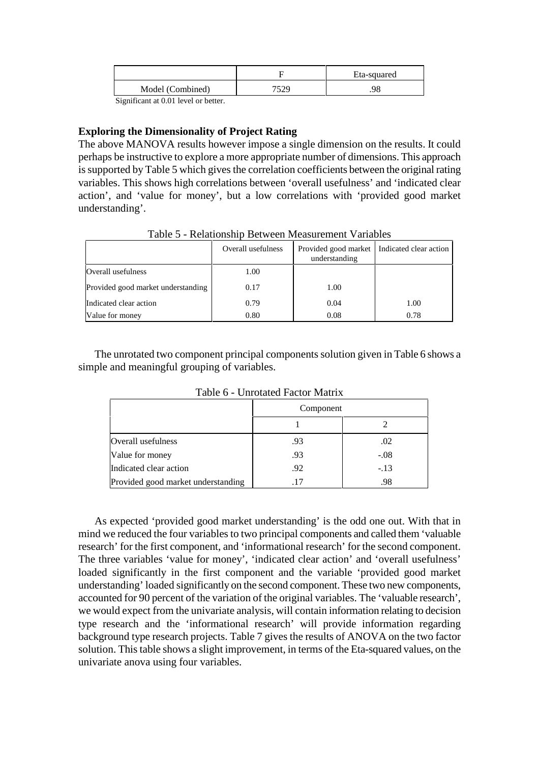| | F | Eta-squared |
|---|---|---|
| Model (Combined) | 7529 | .98 |

Significant at 0.01 level or better.

**Exploring the Dimensionality of Project Rating**

The above MANOVA results however impose a single dimension on the results. It could perhaps be instructive to explore a more appropriate number of dimensions. This approach is supported by Table 5 which gives the correlation coefficients between the original rating variables. This shows high correlations between 'overall usefulness' and 'indicated clear action', and 'value for money', but a low correlations with 'provided good market understanding'.

Table 5 - Relationship Between Measurement Variables

| | Overall usefulness | Provided good market understanding | Indicated clear action |
|---|---|---|---|
| Overall usefulness | 1.00 | | |
| Provided good market understanding | 0.17 | 1.00 | |
| Indicated clear action | 0.79 | 0.04 | 1.00 |
| Value for money | 0.80 | 0.08 | 0.78 |

The unrotated two component principal components solution given in Table 6 shows a simple and meaningful grouping of variables.

Table 6 - Unrotated Factor Matrix

| | Component | |
|---|---|---|
| | 1 | 2 |
| Overall usefulness | .93 | .02 |
| Value for money | .93 | -.08 |
| Indicated clear action | .92 | -.13 |
| Provided good market understanding | .17 | .98 |

As expected 'provided good market understanding' is the odd one out. With that in mind we reduced the four variables to two principal components and called them 'valuable research' for the first component, and 'informational research' for the second component. The three variables 'value for money', 'indicated clear action' and 'overall usefulness' loaded significantly in the first component and the variable 'provided good market understanding' loaded significantly on the second component. These two new components, accounted for 90 percent of the variation of the original variables. The 'valuable research', we would expect from the univariate analysis, will contain information relating to decision type research and the 'informational research' will provide information regarding background type research projects. Table 7 gives the results of ANOVA on the two factor solution. This table shows a slight improvement, in terms of the Eta-squared values, on the univariate anova using four variables.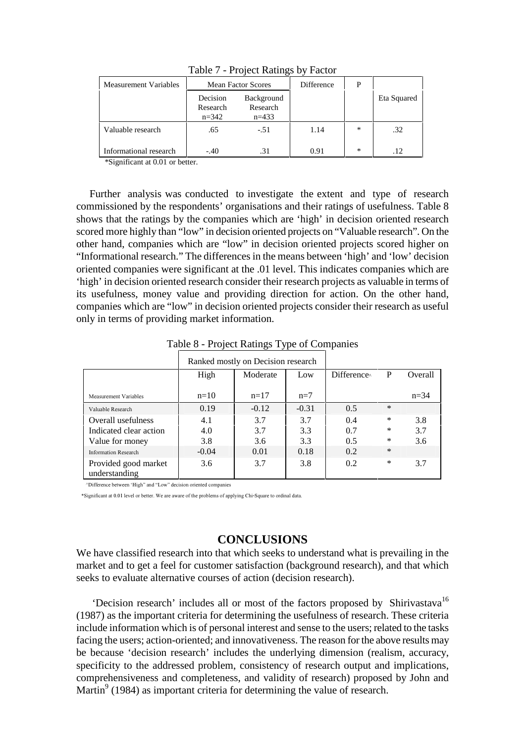Table 7 - Project Ratings by Factor

| Measurement Variables | Mean Factor Scores | | Difference | P | Eta Squared |
|---|---|---|---|---|---|
| | Decision Research n=342 | Background Research n=433 | | | |
| Valuable research | .65 | -.51 | 1.14 | * | .32 |
| Informational research | -.40 | .31 | 0.91 | * | .12 |

*Significant at 0.01 or better.

Further analysis was conducted to investigate the extent and type of research commissioned by the respondents' organisations and their ratings of usefulness. Table 8 shows that the ratings by the companies which are 'high' in decision oriented research scored more highly than "low" in decision oriented projects on "Valuable research". On the other hand, companies which are "low" in decision oriented projects scored higher on "Informational research." The differences in the means between 'high' and 'low' decision oriented companies were significant at the .01 level. This indicates companies which are 'high' in decision oriented research consider their research projects as valuable in terms of its usefulness, money value and providing direction for action. On the other hand, companies which are "low" in decision oriented projects consider their research as useful only in terms of providing market information.

Table 8 - Project Ratings Type of Companies

| | Ranked mostly on Decision research | | | | | |
|---|---|---|---|---|---|---|
| | High | Moderate | Low | Difference^ | P | Overall |
| Measurement Variables | n=10 | n=17 | n=7 | | | n=34 |
| Valuable Research | 0.19 | -0.12 | -0.31 | 0.5 | * | |
| Overall usefulness | 4.1 | 3.7 | 3.7 | 0.4 | * | 3.8 |
| Indicated clear action | 4.0 | 3.7 | 3.3 | 0.7 | * | 3.7 |
| Value for money | 3.8 | 3.6 | 3.3 | 0.5 | * | 3.6 |
| Information Research | -0.04 | 0.01 | 0.18 | 0.2 | * | |
| Provided good market understanding | 3.6 | 3.7 | 3.8 | 0.2 | * | 3.7 |

^Difference between 'High" and "Low" decision oriented companies

*Significant at 0.01 level or better. We are aware of the problems of applying Chi-Square to ordinal data.

## CONCLUSIONS

We have classified research into that which seeks to understand what is prevailing in the market and to get a feel for customer satisfaction (background research), and that which seeks to evaluate alternative courses of action (decision research).

'Decision research' includes all or most of the factors proposed by Shirivastava[16] (1987) as the important criteria for determining the usefulness of research. These criteria include information which is of personal interest and sense to the users; related to the tasks facing the users; action-oriented; and innovativeness. The reason for the above results may be because 'decision research' includes the underlying dimension (realism, accuracy, specificity to the addressed problem, consistency of research output and implications, comprehensiveness and completeness, and validity of research) proposed by John and Martin[9] (1984) as important criteria for determining the value of research.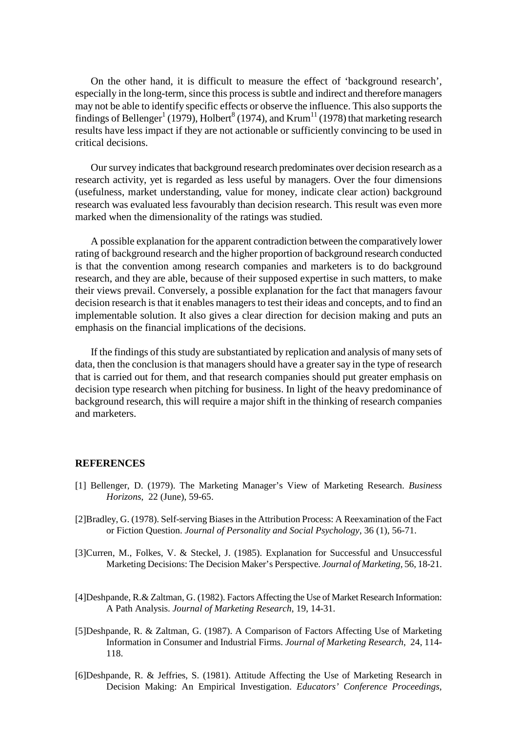On the other hand, it is difficult to measure the effect of 'background research', especially in the long-term, since this process is subtle and indirect and therefore managers may not be able to identify specific effects or observe the influence. This also supports the findings of Bellenger[1] (1979), Holbert[8] (1974), and Krum[11] (1978) that marketing research results have less impact if they are not actionable or sufficiently convincing to be used in critical decisions.

Our survey indicates that background research predominates over decision research as a research activity, yet is regarded as less useful by managers. Over the four dimensions (usefulness, market understanding, value for money, indicate clear action) background research was evaluated less favourably than decision research. This result was even more marked when the dimensionality of the ratings was studied.

A possible explanation for the apparent contradiction between the comparatively lower rating of background research and the higher proportion of background research conducted is that the convention among research companies and marketers is to do background research, and they are able, because of their supposed expertise in such matters, to make their views prevail. Conversely, a possible explanation for the fact that managers favour decision research is that it enables managers to test their ideas and concepts, and to find an implementable solution. It also gives a clear direction for decision making and puts an emphasis on the financial implications of the decisions.

If the findings of this study are substantiated by replication and analysis of many sets of data, then the conclusion is that managers should have a greater say in the type of research that is carried out for them, and that research companies should put greater emphasis on decision type research when pitching for business. In light of the heavy predominance of background research, this will require a major shift in the thinking of research companies and marketers.

## REFERENCES

[1] Bellenger, D. (1979). The Marketing Manager's View of Marketing Research. *Business Horizons*, 22 (June), 59-65.

[2]Bradley, G. (1978). Self-serving Biases in the Attribution Process: A Reexamination of the Fact or Fiction Question. *Journal of Personality and Social Psychology*, 36 (1), 56-71.

[3]Curren, M., Folkes, V. & Steckel, J. (1985). Explanation for Successful and Unsuccessful Marketing Decisions: The Decision Maker's Perspective. *Journal of Marketing*, 56, 18-21.

[4]Deshpande, R.& Zaltman, G. (1982). Factors Affecting the Use of Market Research Information: A Path Analysis. *Journal of Marketing Research*, 19, 14-31.

[5]Deshpande, R. & Zaltman, G. (1987). A Comparison of Factors Affecting Use of Marketing Information in Consumer and Industrial Firms. *Journal of Marketing Research*, 24, 114-118.

[6]Deshpande, R. & Jeffries, S. (1981). Attitude Affecting the Use of Marketing Research in Decision Making: An Empirical Investigation. *Educators' Conference Proceedings*,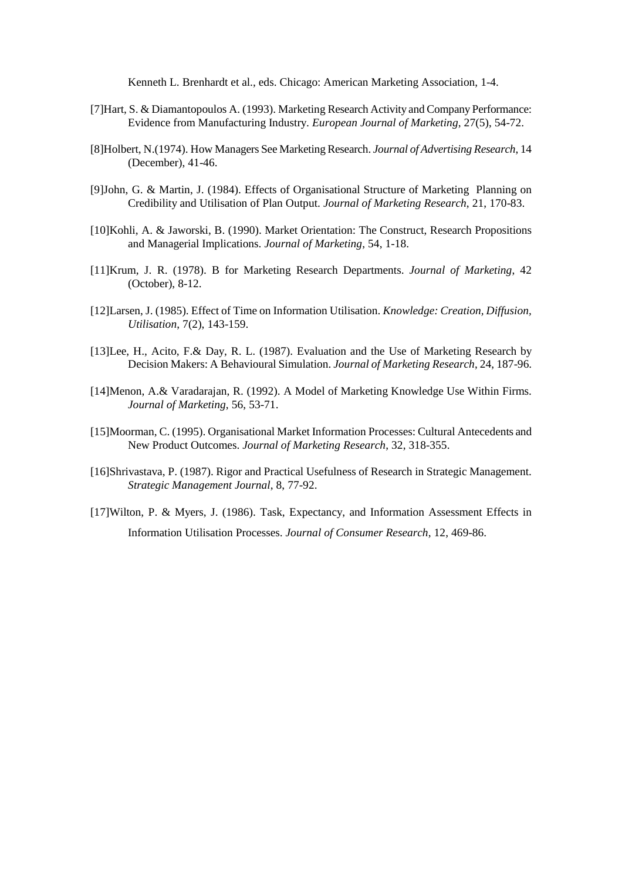Kenneth L. Brenhardt et al., eds. Chicago: American Marketing Association, 1-4.

[7]Hart, S. & Diamantopoulos A. (1993). Marketing Research Activity and Company Performance: Evidence from Manufacturing Industry. *European Journal of Marketing*, 27(5), 54-72.

[8]Holbert, N.(1974). How Managers See Marketing Research. *Journal of Advertising Research*, 14 (December), 41-46.

[9]John, G. & Martin, J. (1984). Effects of Organisational Structure of Marketing Planning on Credibility and Utilisation of Plan Output. *Journal of Marketing Research*, 21, 170-83.

[10]Kohli, A. & Jaworski, B. (1990). Market Orientation: The Construct, Research Propositions and Managerial Implications. *Journal of Marketing*, 54, 1-18.

[11]Krum, J. R. (1978). B for Marketing Research Departments. *Journal of Marketing*, 42 (October), 8-12.

[12]Larsen, J. (1985). Effect of Time on Information Utilisation. *Knowledge: Creation, Diffusion, Utilisation*, 7(2), 143-159.

[13]Lee, H., Acito, F.& Day, R. L. (1987). Evaluation and the Use of Marketing Research by Decision Makers: A Behavioural Simulation. *Journal of Marketing Research*, 24, 187-96.

[14]Menon, A.& Varadarajan, R. (1992). A Model of Marketing Knowledge Use Within Firms. *Journal of Marketing*, 56, 53-71.

[15]Moorman, C. (1995). Organisational Market Information Processes: Cultural Antecedents and New Product Outcomes. *Journal of Marketing Research*, 32, 318-355.

[16]Shrivastava, P. (1987). Rigor and Practical Usefulness of Research in Strategic Management. *Strategic Management Journal*, 8, 77-92.

[17]Wilton, P. & Myers, J. (1986). Task, Expectancy, and Information Assessment Effects in Information Utilisation Processes. *Journal of Consumer Research*, 12, 469-86.